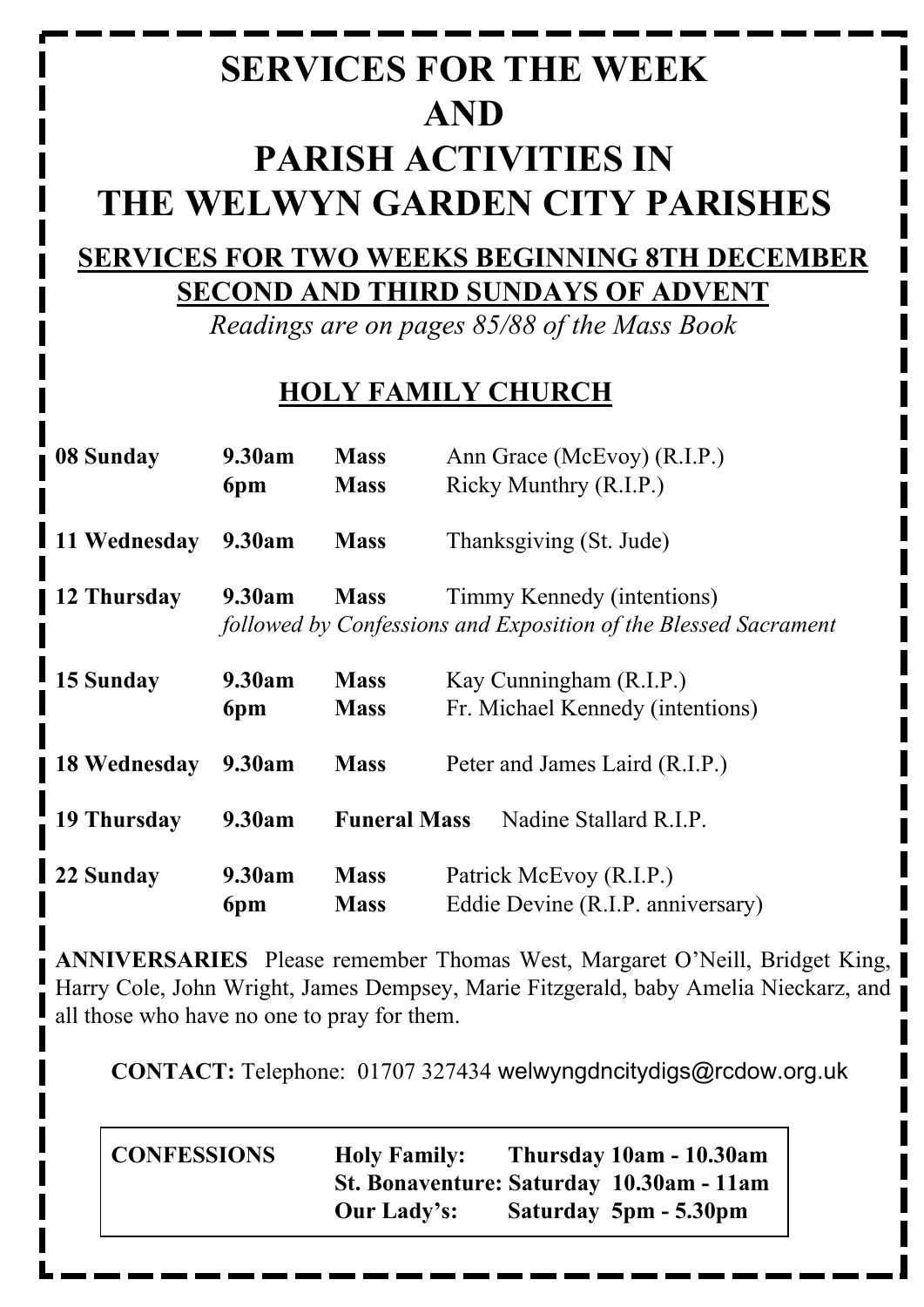# SERVICES FOR THE WEEK AND PARISH ACTIVITIES IN THE WELWYN GARDEN CITY PARISHES

## SERVICES FOR TWO WEEKS BEGINNING 8TH DECEMBER SECOND AND THIRD SUNDAYS OF ADVENT

*Readings are on pages 85/88 of the Mass Book*

## HOLY FAMILY CHURCH

| | | | |
|---|---|---|---|
| **08 Sunday** | **9.30am** | **Mass** | Ann Grace (McEvoy) (R.I.P.) |
| | **6pm** | **Mass** | Ricky Munthry (R.I.P.) |
| **11 Wednesday** | **9.30am** | **Mass** | Thanksgiving (St. Jude) |
| **12 Thursday** | **9.30am** | **Mass** | Timmy Kennedy (intentions) |
| | *followed by Confessions and Exposition of the Blessed Sacrament* | | |
| **15 Sunday** | **9.30am** | **Mass** | Kay Cunningham (R.I.P.) |
| | **6pm** | **Mass** | Fr. Michael Kennedy (intentions) |
| **18 Wednesday** | **9.30am** | **Mass** | Peter and James Laird (R.I.P.) |
| **19 Thursday** | **9.30am** | **Funeral Mass** | Nadine Stallard R.I.P. |
| **22 Sunday** | **9.30am** | **Mass** | Patrick McEvoy (R.I.P.) |
| | **6pm** | **Mass** | Eddie Devine (R.I.P. anniversary) |

**ANNIVERSARIES** Please remember Thomas West, Margaret O'Neill, Bridget King, Harry Cole, John Wright, James Dempsey, Marie Fitzgerald, baby Amelia Nieckarz, and all those who have no one to pray for them.

**CONTACT:** Telephone: 01707 327434 welwyngdncitydigs@rcdow.org.uk

| | | |
|---|---|---|
| **CONFESSIONS** | **Holy Family:** | **Thursday 10am - 10.30am** |
| | **St. Bonaventure:** | **Saturday 10.30am - 11am** |
| | **Our Lady's:** | **Saturday 5pm - 5.30pm** |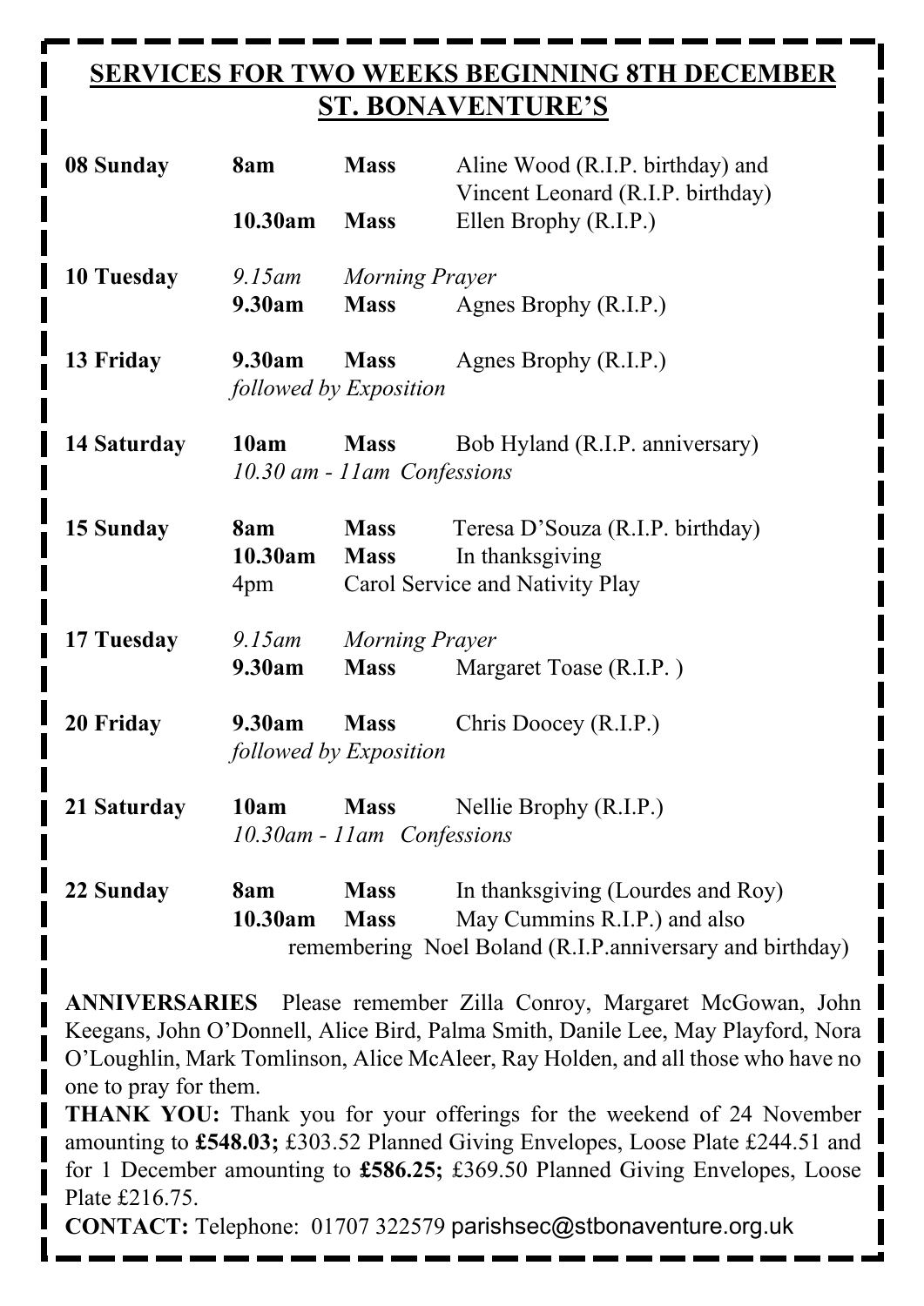## SERVICES FOR TWO WEEKS BEGINNING 8TH DECEMBER
## ST. BONAVENTURE'S

| | | | |
|---|---|---|---|
| **08 Sunday** | **8am** | **Mass** | Aline Wood (R.I.P. birthday) and Vincent Leonard (R.I.P. birthday) |
| | **10.30am** | **Mass** | Ellen Brophy (R.I.P.) |
| **10 Tuesday** | *9.15am* | *Morning Prayer* | |
| | **9.30am** | **Mass** | Agnes Brophy (R.I.P.) |
| **13 Friday** | **9.30am** | **Mass** | Agnes Brophy (R.I.P.) |
| | *followed by Exposition* | | |
| **14 Saturday** | **10am** | **Mass** | Bob Hyland (R.I.P. anniversary) |
| | *10.30 am - 11am Confessions* | | |
| **15 Sunday** | **8am** | **Mass** | Teresa D'Souza (R.I.P. birthday) |
| | **10.30am** | **Mass** | In thanksgiving |
| | 4pm | Carol Service and Nativity Play | |
| **17 Tuesday** | *9.15am* | *Morning Prayer* | |
| | **9.30am** | **Mass** | Margaret Toase (R.I.P. ) |
| **20 Friday** | **9.30am** | **Mass** | Chris Doocey (R.I.P.) |
| | *followed by Exposition* | | |
| **21 Saturday** | **10am** | **Mass** | Nellie Brophy (R.I.P.) |
| | *10.30am - 11am Confessions* | | |
| **22 Sunday** | **8am** | **Mass** | In thanksgiving (Lourdes and Roy) |
| | **10.30am** | **Mass** | May Cummins R.I.P.) and also remembering Noel Boland (R.I.P.anniversary and birthday) |

**ANNIVERSARIES** Please remember Zilla Conroy, Margaret McGowan, John Keegans, John O'Donnell, Alice Bird, Palma Smith, Danile Lee, May Playford, Nora O'Loughlin, Mark Tomlinson, Alice McAleer, Ray Holden, and all those who have no one to pray for them.

**THANK YOU:** Thank you for your offerings for the weekend of 24 November amounting to **£548.03;** £303.52 Planned Giving Envelopes, Loose Plate £244.51 and for 1 December amounting to **£586.25;** £369.50 Planned Giving Envelopes, Loose Plate £216.75.

**CONTACT:** Telephone: 01707 322579 parishsec@stbonaventure.org.uk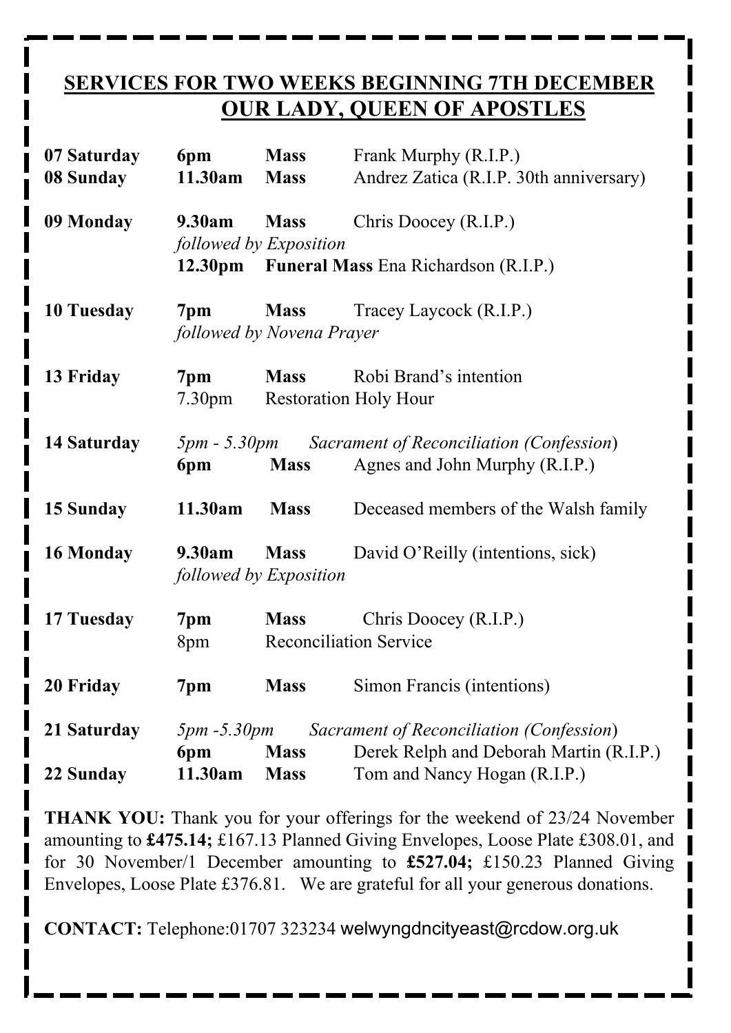## SERVICES FOR TWO WEEKS BEGINNING 7TH DECEMBER
## OUR LADY, QUEEN OF APOSTLES

| | | | |
|---|---|---|---|
| **07 Saturday** | **6pm** | **Mass** | Frank Murphy (R.I.P.) |
| **08 Sunday** | **11.30am** | **Mass** | Andrez Zatica (R.I.P. 30th anniversary) |
| **09 Monday** | **9.30am** | **Mass** | Chris Doocey (R.I.P.) |
| | *followed by Exposition* | | |
| | **12.30pm** | **Funeral Mass** | Ena Richardson (R.I.P.) |
| **10 Tuesday** | **7pm** | **Mass** | Tracey Laycock (R.I.P.) |
| | *followed by Novena Prayer* | | |
| **13 Friday** | **7pm** | **Mass** | Robi Brand's intention |
| | 7.30pm | Restoration Holy Hour | |
| **14 Saturday** | *5pm - 5.30pm* | *Sacrament of Reconciliation (Confession)* | |
| | **6pm** | **Mass** | Agnes and John Murphy (R.I.P.) |
| **15 Sunday** | **11.30am** | **Mass** | Deceased members of the Walsh family |
| **16 Monday** | **9.30am** | **Mass** | David O'Reilly (intentions, sick) |
| | *followed by Exposition* | | |
| **17 Tuesday** | **7pm** | **Mass** | Chris Doocey (R.I.P.) |
| | 8pm | Reconciliation Service | |
| **20 Friday** | **7pm** | **Mass** | Simon Francis (intentions) |
| **21 Saturday** | *5pm -5.30pm* | *Sacrament of Reconciliation (Confession)* | |
| | **6pm** | **Mass** | Derek Relph and Deborah Martin (R.I.P.) |
| **22 Sunday** | **11.30am** | **Mass** | Tom and Nancy Hogan (R.I.P.) |

**THANK YOU:** Thank you for your offerings for the weekend of 23/24 November amounting to **£475.14;** £167.13 Planned Giving Envelopes, Loose Plate £308.01, and for 30 November/1 December amounting to **£527.04;** £150.23 Planned Giving Envelopes, Loose Plate £376.81. We are grateful for all your generous donations.

**CONTACT:** Telephone:01707 323234 welwyngdncityeast@rcdow.org.uk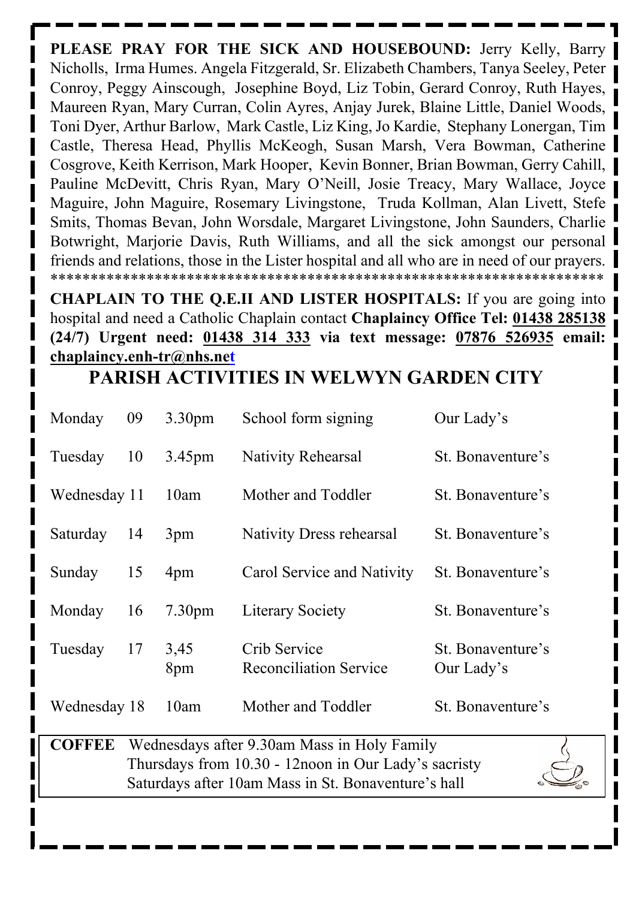**PLEASE PRAY FOR THE SICK AND HOUSEBOUND:** Jerry Kelly, Barry Nicholls, Irma Humes. Angela Fitzgerald, Sr. Elizabeth Chambers, Tanya Seeley, Peter Conroy, Peggy Ainscough, Josephine Boyd, Liz Tobin, Gerard Conroy, Ruth Hayes, Maureen Ryan, Mary Curran, Colin Ayres, Anjay Jurek, Blaine Little, Daniel Woods, Toni Dyer, Arthur Barlow, Mark Castle, Liz King, Jo Kardie, Stephany Lonergan, Tim Castle, Theresa Head, Phyllis McKeogh, Susan Marsh, Vera Bowman, Catherine Cosgrove, Keith Kerrison, Mark Hooper, Kevin Bonner, Brian Bowman, Gerry Cahill, Pauline McDevitt, Chris Ryan, Mary O'Neill, Josie Treacy, Mary Wallace, Joyce Maguire, John Maguire, Rosemary Livingstone, Truda Kollman, Alan Livett, Stefe Smits, Thomas Bevan, John Worsdale, Margaret Livingstone, John Saunders, Charlie Botwright, Marjorie Davis, Ruth Williams, and all the sick amongst our personal friends and relations, those in the Lister hospital and all who are in need of our prayers.

*******************************************************************

**CHAPLAIN TO THE Q.E.II AND LISTER HOSPITALS:** If you are going into hospital and need a Catholic Chaplain contact **Chaplaincy Office Tel: 01438 285138 (24/7) Urgent need: 01438 314 333 via text message: 07876 526935 email: chaplaincy.enh-tr@nhs.net**

## PARISH ACTIVITIES IN WELWYN GARDEN CITY

| | | | | |
|---|---|---|---|---|
| Monday | 09 | 3.30pm | School form signing | Our Lady's |
| Tuesday | 10 | 3.45pm | Nativity Rehearsal | St. Bonaventure's |
| Wednesday | 11 | 10am | Mother and Toddler | St. Bonaventure's |
| Saturday | 14 | 3pm | Nativity Dress rehearsal | St. Bonaventure's |
| Sunday | 15 | 4pm | Carol Service and Nativity | St. Bonaventure's |
| Monday | 16 | 7.30pm | Literary Society | St. Bonaventure's |
| Tuesday | 17 | 3,45<br>8pm | Crib Service<br>Reconciliation Service | St. Bonaventure's<br>Our Lady's |
| Wednesday | 18 | 10am | Mother and Toddler | St. Bonaventure's |

**COFFEE** Wednesdays after 9.30am Mass in Holy Family
Thursdays from 10.30 - 12noon in Our Lady's sacristy
Saturdays after 10am Mass in St. Bonaventure's hall